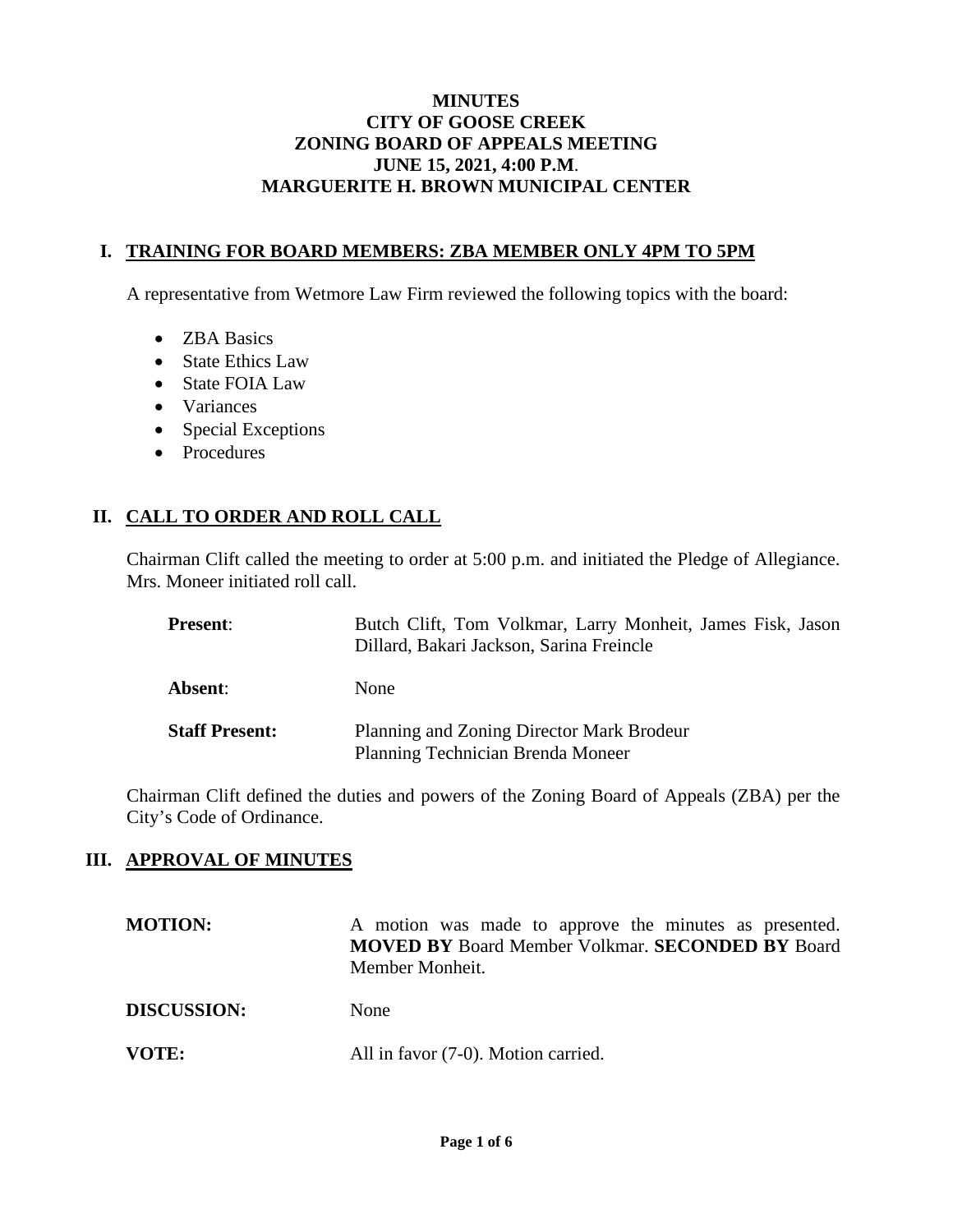# MINUTES
# CITY OF GOOSE CREEK
# ZONING BOARD OF APPEALS MEETING
# JUNE 15, 2021, 4:00 P.M.
# MARGUERITE H. BROWN MUNICIPAL CENTER

## I. TRAINING FOR BOARD MEMBERS: ZBA MEMBER ONLY 4PM TO 5PM

A representative from Wetmore Law Firm reviewed the following topics with the board:

- ZBA Basics
- State Ethics Law
- State FOIA Law
- Variances
- Special Exceptions
- Procedures

## II. CALL TO ORDER AND ROLL CALL

Chairman Clift called the meeting to order at 5:00 p.m. and initiated the Pledge of Allegiance. Mrs. Moneer initiated roll call.

**Present**: Butch Clift, Tom Volkmar, Larry Monheit, James Fisk, Jason Dillard, Bakari Jackson, Sarina Freincle

**Absent**: None

**Staff Present:** Planning and Zoning Director Mark Brodeur
Planning Technician Brenda Moneer

Chairman Clift defined the duties and powers of the Zoning Board of Appeals (ZBA) per the City's Code of Ordinance.

## III. APPROVAL OF MINUTES

**MOTION:** A motion was made to approve the minutes as presented. **MOVED BY** Board Member Volkmar. **SECONDED BY** Board Member Monheit.

**DISCUSSION:** None

**VOTE:** All in favor (7-0). Motion carried.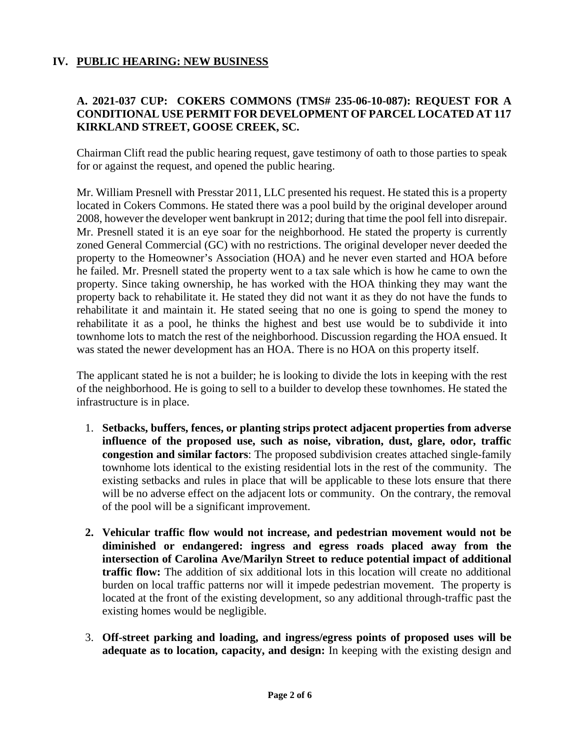## IV. PUBLIC HEARING: NEW BUSINESS

### A. 2021-037 CUP: COKERS COMMONS (TMS# 235-06-10-087): REQUEST FOR A CONDITIONAL USE PERMIT FOR DEVELOPMENT OF PARCEL LOCATED AT 117 KIRKLAND STREET, GOOSE CREEK, SC.

Chairman Clift read the public hearing request, gave testimony of oath to those parties to speak for or against the request, and opened the public hearing.

Mr. William Presnell with Presstar 2011, LLC presented his request. He stated this is a property located in Cokers Commons. He stated there was a pool build by the original developer around 2008, however the developer went bankrupt in 2012; during that time the pool fell into disrepair. Mr. Presnell stated it is an eye soar for the neighborhood. He stated the property is currently zoned General Commercial (GC) with no restrictions. The original developer never deeded the property to the Homeowner's Association (HOA) and he never even started and HOA before he failed. Mr. Presnell stated the property went to a tax sale which is how he came to own the property. Since taking ownership, he has worked with the HOA thinking they may want the property back to rehabilitate it. He stated they did not want it as they do not have the funds to rehabilitate it and maintain it. He stated seeing that no one is going to spend the money to rehabilitate it as a pool, he thinks the highest and best use would be to subdivide it into townhome lots to match the rest of the neighborhood. Discussion regarding the HOA ensued. It was stated the newer development has an HOA. There is no HOA on this property itself.

The applicant stated he is not a builder; he is looking to divide the lots in keeping with the rest of the neighborhood. He is going to sell to a builder to develop these townhomes. He stated the infrastructure is in place.

1. **Setbacks, buffers, fences, or planting strips protect adjacent properties from adverse influence of the proposed use, such as noise, vibration, dust, glare, odor, traffic congestion and similar factors**: The proposed subdivision creates attached single-family townhome lots identical to the existing residential lots in the rest of the community. The existing setbacks and rules in place that will be applicable to these lots ensure that there will be no adverse effect on the adjacent lots or community. On the contrary, the removal of the pool will be a significant improvement.

2. **Vehicular traffic flow would not increase, and pedestrian movement would not be diminished or endangered: ingress and egress roads placed away from the intersection of Carolina Ave/Marilyn Street to reduce potential impact of additional traffic flow:** The addition of six additional lots in this location will create no additional burden on local traffic patterns nor will it impede pedestrian movement. The property is located at the front of the existing development, so any additional through-traffic past the existing homes would be negligible.

3. **Off-street parking and loading, and ingress/egress points of proposed uses will be adequate as to location, capacity, and design:** In keeping with the existing design and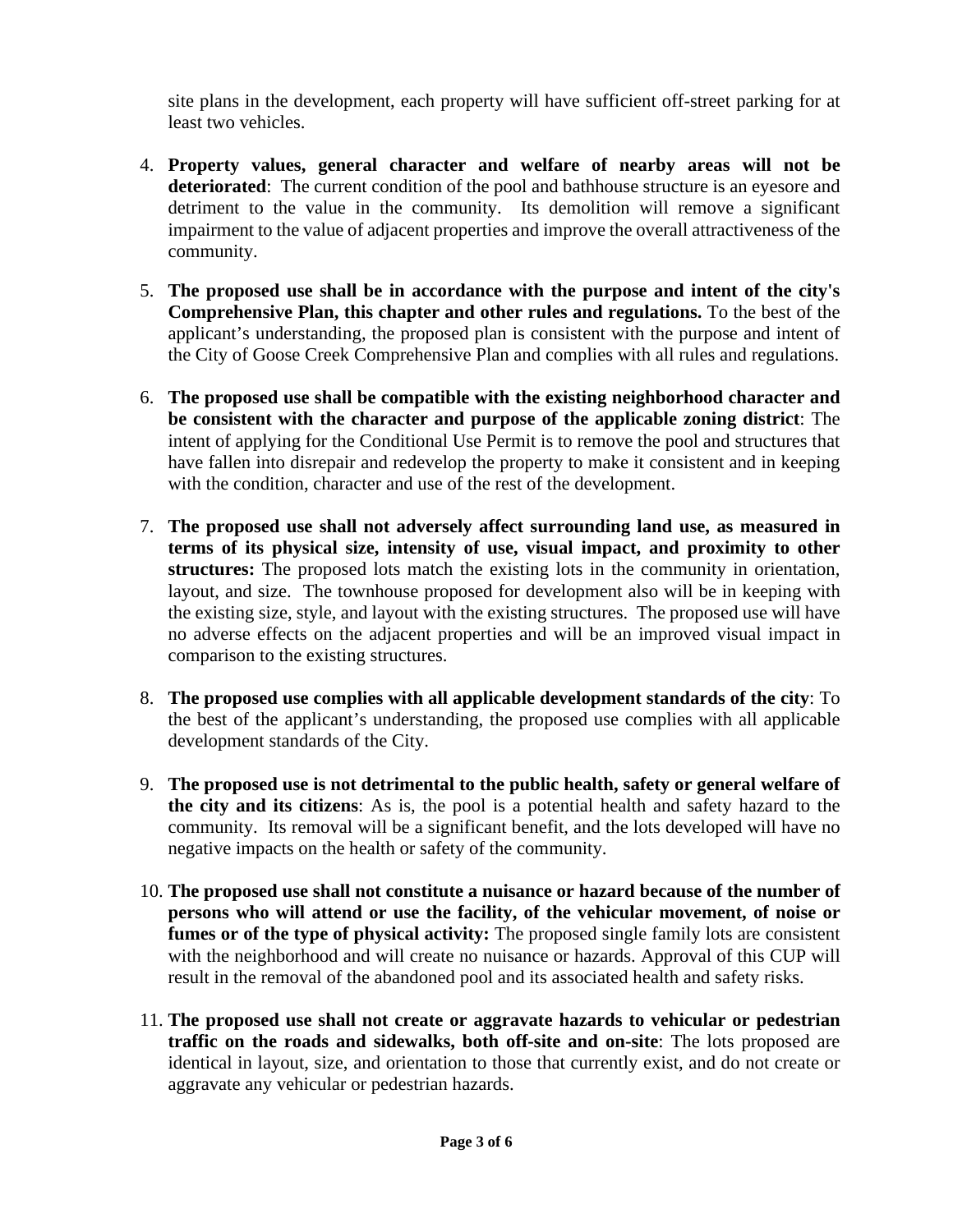site plans in the development, each property will have sufficient off-street parking for at least two vehicles.

4. **Property values, general character and welfare of nearby areas will not be deteriorated**: The current condition of the pool and bathhouse structure is an eyesore and detriment to the value in the community. Its demolition will remove a significant impairment to the value of adjacent properties and improve the overall attractiveness of the community.

5. **The proposed use shall be in accordance with the purpose and intent of the city's Comprehensive Plan, this chapter and other rules and regulations.** To the best of the applicant's understanding, the proposed plan is consistent with the purpose and intent of the City of Goose Creek Comprehensive Plan and complies with all rules and regulations.

6. **The proposed use shall be compatible with the existing neighborhood character and be consistent with the character and purpose of the applicable zoning district**: The intent of applying for the Conditional Use Permit is to remove the pool and structures that have fallen into disrepair and redevelop the property to make it consistent and in keeping with the condition, character and use of the rest of the development.

7. **The proposed use shall not adversely affect surrounding land use, as measured in terms of its physical size, intensity of use, visual impact, and proximity to other structures:** The proposed lots match the existing lots in the community in orientation, layout, and size. The townhouse proposed for development also will be in keeping with the existing size, style, and layout with the existing structures. The proposed use will have no adverse effects on the adjacent properties and will be an improved visual impact in comparison to the existing structures.

8. **The proposed use complies with all applicable development standards of the city**: To the best of the applicant's understanding, the proposed use complies with all applicable development standards of the City.

9. **The proposed use is not detrimental to the public health, safety or general welfare of the city and its citizens**: As is, the pool is a potential health and safety hazard to the community. Its removal will be a significant benefit, and the lots developed will have no negative impacts on the health or safety of the community.

10. **The proposed use shall not constitute a nuisance or hazard because of the number of persons who will attend or use the facility, of the vehicular movement, of noise or fumes or of the type of physical activity:** The proposed single family lots are consistent with the neighborhood and will create no nuisance or hazards. Approval of this CUP will result in the removal of the abandoned pool and its associated health and safety risks.

11. **The proposed use shall not create or aggravate hazards to vehicular or pedestrian traffic on the roads and sidewalks, both off-site and on-site**: The lots proposed are identical in layout, size, and orientation to those that currently exist, and do not create or aggravate any vehicular or pedestrian hazards.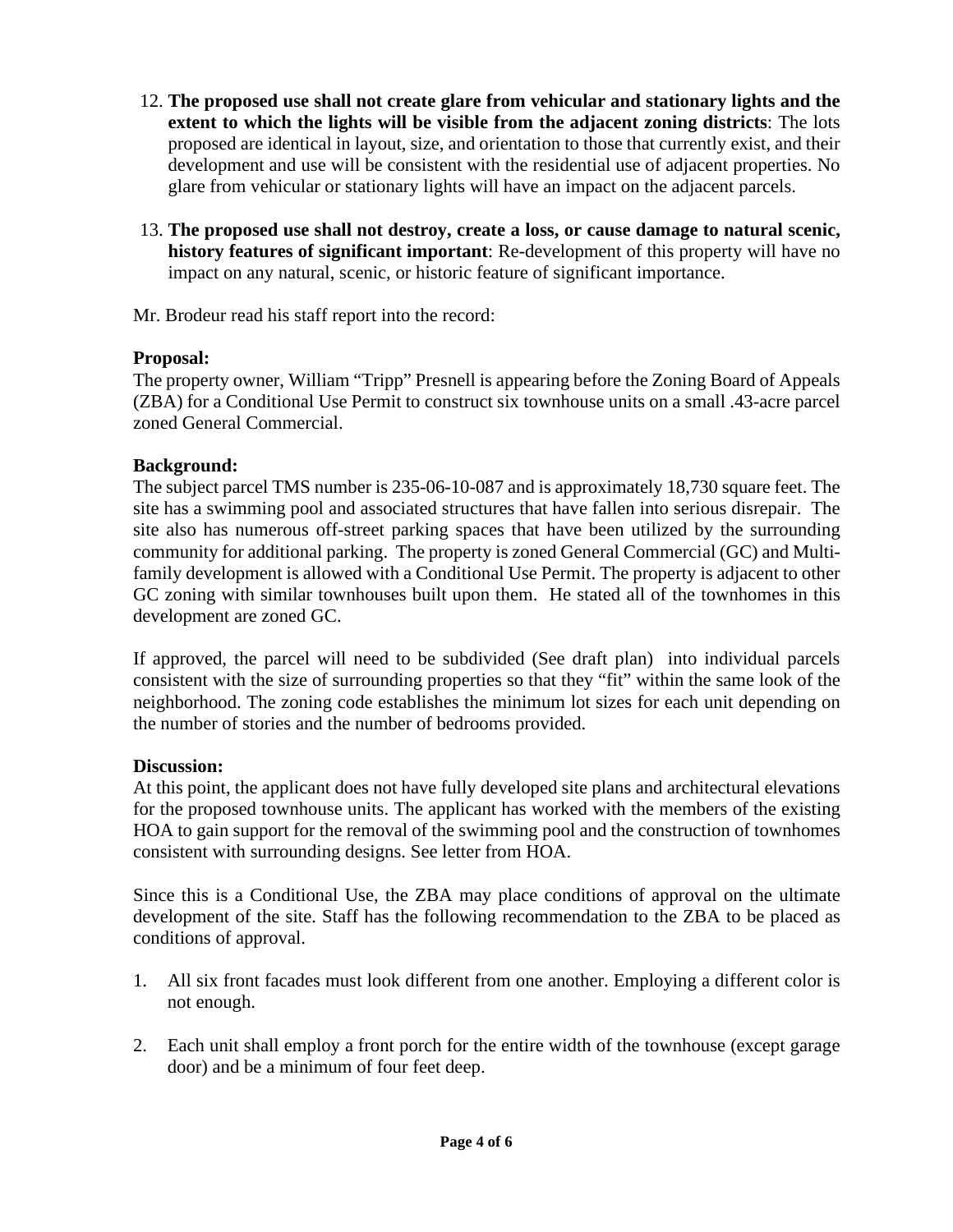12. **The proposed use shall not create glare from vehicular and stationary lights and the extent to which the lights will be visible from the adjacent zoning districts**: The lots proposed are identical in layout, size, and orientation to those that currently exist, and their development and use will be consistent with the residential use of adjacent properties. No glare from vehicular or stationary lights will have an impact on the adjacent parcels.

13. **The proposed use shall not destroy, create a loss, or cause damage to natural scenic, history features of significant important**: Re-development of this property will have no impact on any natural, scenic, or historic feature of significant importance.

Mr. Brodeur read his staff report into the record:

**Proposal:**
The property owner, William "Tripp" Presnell is appearing before the Zoning Board of Appeals (ZBA) for a Conditional Use Permit to construct six townhouse units on a small .43-acre parcel zoned General Commercial.

**Background:**
The subject parcel TMS number is 235-06-10-087 and is approximately 18,730 square feet. The site has a swimming pool and associated structures that have fallen into serious disrepair. The site also has numerous off-street parking spaces that have been utilized by the surrounding community for additional parking. The property is zoned General Commercial (GC) and Multi-family development is allowed with a Conditional Use Permit. The property is adjacent to other GC zoning with similar townhouses built upon them. He stated all of the townhomes in this development are zoned GC.

If approved, the parcel will need to be subdivided (See draft plan) into individual parcels consistent with the size of surrounding properties so that they "fit" within the same look of the neighborhood. The zoning code establishes the minimum lot sizes for each unit depending on the number of stories and the number of bedrooms provided.

**Discussion:**
At this point, the applicant does not have fully developed site plans and architectural elevations for the proposed townhouse units. The applicant has worked with the members of the existing HOA to gain support for the removal of the swimming pool and the construction of townhomes consistent with surrounding designs. See letter from HOA.

Since this is a Conditional Use, the ZBA may place conditions of approval on the ultimate development of the site. Staff has the following recommendation to the ZBA to be placed as conditions of approval.

1. All six front facades must look different from one another. Employing a different color is not enough.

2. Each unit shall employ a front porch for the entire width of the townhouse (except garage door) and be a minimum of four feet deep.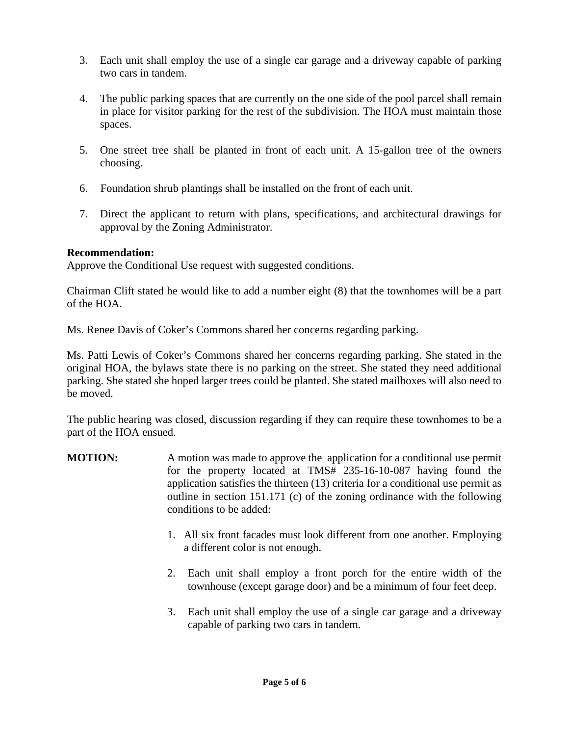3. Each unit shall employ the use of a single car garage and a driveway capable of parking two cars in tandem.

4. The public parking spaces that are currently on the one side of the pool parcel shall remain in place for visitor parking for the rest of the subdivision. The HOA must maintain those spaces.

5. One street tree shall be planted in front of each unit. A 15-gallon tree of the owners choosing.

6. Foundation shrub plantings shall be installed on the front of each unit.

7. Direct the applicant to return with plans, specifications, and architectural drawings for approval by the Zoning Administrator.

**Recommendation:**
Approve the Conditional Use request with suggested conditions.

Chairman Clift stated he would like to add a number eight (8) that the townhomes will be a part of the HOA.

Ms. Renee Davis of Coker's Commons shared her concerns regarding parking.

Ms. Patti Lewis of Coker's Commons shared her concerns regarding parking. She stated in the original HOA, the bylaws state there is no parking on the street. She stated they need additional parking. She stated she hoped larger trees could be planted. She stated mailboxes will also need to be moved.

The public hearing was closed, discussion regarding if they can require these townhomes to be a part of the HOA ensued.

**MOTION:** A motion was made to approve the application for a conditional use permit for the property located at TMS# 235-16-10-087 having found the application satisfies the thirteen (13) criteria for a conditional use permit as outline in section 151.171 (c) of the zoning ordinance with the following conditions to be added:

1. All six front facades must look different from one another. Employing a different color is not enough.

2. Each unit shall employ a front porch for the entire width of the townhouse (except garage door) and be a minimum of four feet deep.

3. Each unit shall employ the use of a single car garage and a driveway capable of parking two cars in tandem.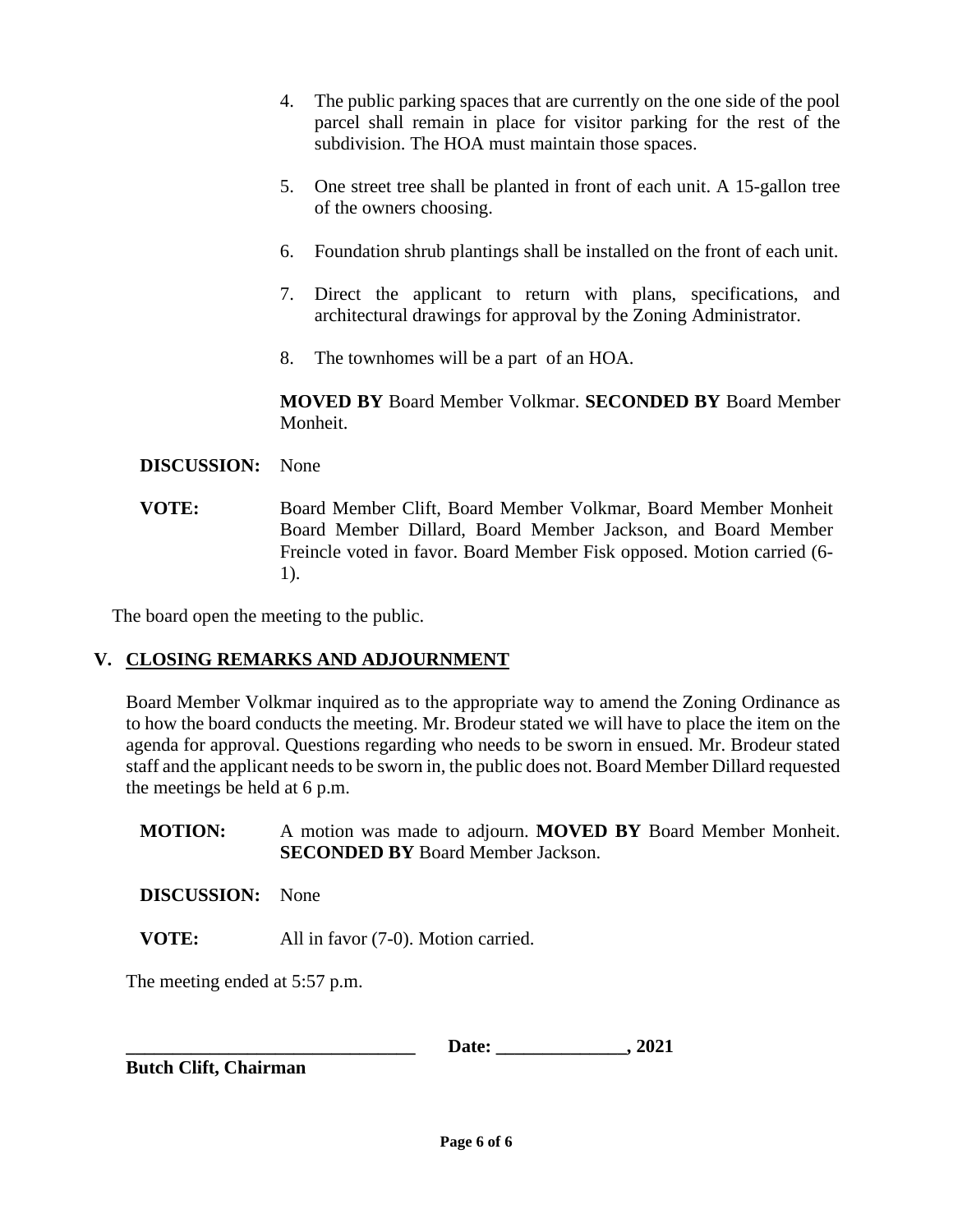4. The public parking spaces that are currently on the one side of the pool parcel shall remain in place for visitor parking for the rest of the subdivision. The HOA must maintain those spaces.

5. One street tree shall be planted in front of each unit. A 15-gallon tree of the owners choosing.

6. Foundation shrub plantings shall be installed on the front of each unit.

7. Direct the applicant to return with plans, specifications, and architectural drawings for approval by the Zoning Administrator.

8. The townhomes will be a part of an HOA.

**MOVED BY** Board Member Volkmar. **SECONDED BY** Board Member Monheit.

**DISCUSSION:** None

**VOTE:** Board Member Clift, Board Member Volkmar, Board Member Monheit Board Member Dillard, Board Member Jackson, and Board Member Freincle voted in favor. Board Member Fisk opposed. Motion carried (6-1).

The board open the meeting to the public.

## V. CLOSING REMARKS AND ADJOURNMENT

Board Member Volkmar inquired as to the appropriate way to amend the Zoning Ordinance as to how the board conducts the meeting. Mr. Brodeur stated we will have to place the item on the agenda for approval. Questions regarding who needs to be sworn in ensued. Mr. Brodeur stated staff and the applicant needs to be sworn in, the public does not. Board Member Dillard requested the meetings be held at 6 p.m.

**MOTION:** A motion was made to adjourn. **MOVED BY** Board Member Monheit. **SECONDED BY** Board Member Jackson.

**DISCUSSION:** None

**VOTE:** All in favor (7-0). Motion carried.

The meeting ended at 5:57 p.m.

**_______________________________ Date: ______________, 2021**
**Butch Clift, Chairman**